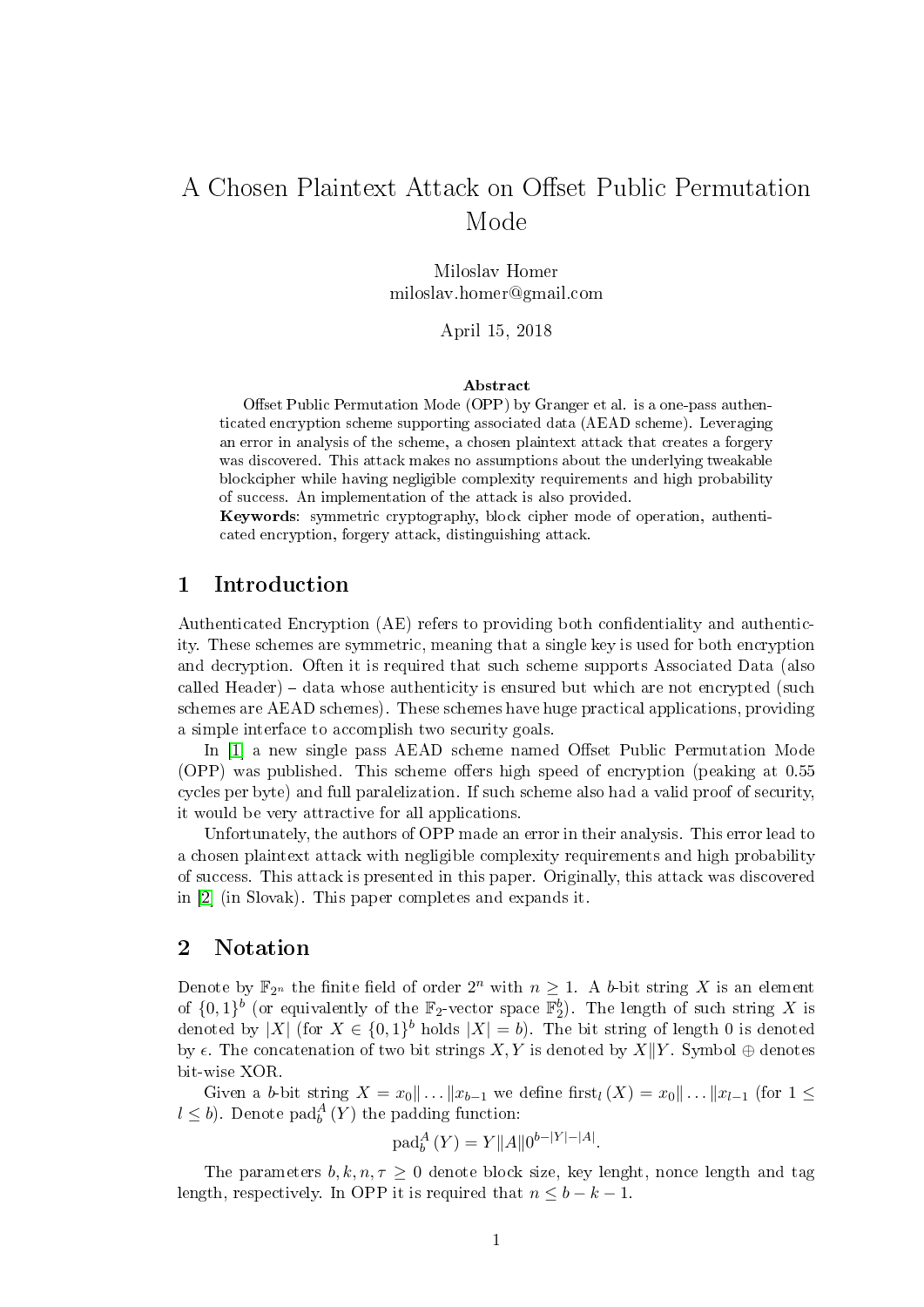# A Chosen Plaintext Attack on Offset Public Permutation Mode

Miloslav Homer
miloslav.homer@gmail.com

April 15, 2018

**Abstract**

Offset Public Permutation Mode (OPP) by Granger et al. is a one-pass authenticated encryption scheme supporting associated data (AEAD scheme). Leveraging an error in analysis of the scheme, a chosen plaintext attack that creates a forgery was discovered. This attack makes no assumptions about the underlying tweakable blockcipher while having negligible complexity requirements and high probability of success. An implementation of the attack is also provided.

**Keywords**: symmetric cryptography, block cipher mode of operation, authenticated encryption, forgery attack, distinguishing attack.

## 1 Introduction

Authenticated Encryption (AE) refers to providing both confidentiality and authenticity. These schemes are symmetric, meaning that a single key is used for both encryption and decryption. Often it is required that such scheme supports Associated Data (also called Header) – data whose authenticity is ensured but which are not encrypted (such schemes are AEAD schemes). These schemes have huge practical applications, providing a simple interface to accomplish two security goals.

In [1] a new single pass AEAD scheme named Offset Public Permutation Mode (OPP) was published. This scheme offers high speed of encryption (peaking at 0.55 cycles per byte) and full paralelization. If such scheme also had a valid proof of security, it would be very attractive for all applications.

Unfortunately, the authors of OPP made an error in their analysis. This error lead to a chosen plaintext attack with negligible complexity requirements and high probability of success. This attack is presented in this paper. Originally, this attack was discovered in [2] (in Slovak). This paper completes and expands it.

## 2 Notation

Denote by $\mathbb{F}_{2^n}$ the finite field of order $2^n$ with $n \geq 1$. A $b$-bit string $X$ is an element of $\{0,1\}^b$ (or equivalently of the $\mathbb{F}_2$-vector space $\mathbb{F}_2^b$). The length of such string $X$ is denoted by $|X|$ (for $X \in \{0,1\}^b$ holds $|X| = b$). The bit string of length 0 is denoted by $\epsilon$. The concatenation of two bit strings $X, Y$ is denoted by $X \| Y$. Symbol $\oplus$ denotes bit-wise XOR.

Given a $b$-bit string $X = x_0 \| \dots \| x_{b-1}$ we define $\text{first}_l(X) = x_0 \| \dots \| x_{l-1}$ (for $1 \leq l \leq b$). Denote $\text{pad}_b^A(Y)$ the padding function:

$$\text{pad}_b^A(Y) = Y \| A \| 0^{b-|Y|-|A|}.$$

The parameters $b, k, n, \tau \geq 0$ denote block size, key lenght, nonce length and tag length, respectively. In OPP it is required that $n \leq b - k - 1$.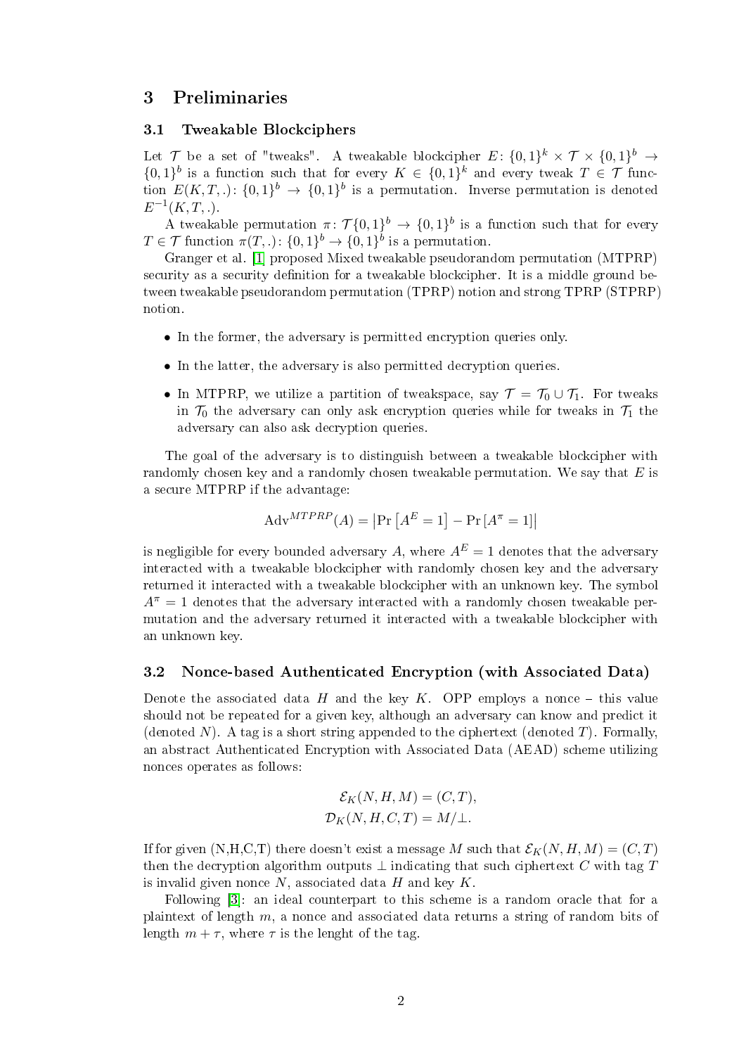## 3 Preliminaries

### 3.1 Tweakable Blockciphers

Let $\mathcal{T}$ be a set of "tweaks". A tweakable blockcipher $E\colon \{0,1\}^k \times \mathcal{T} \times \{0,1\}^b \to \{0,1\}^b$ is a function such that for every $K \in \{0,1\}^k$ and every tweak $T \in \mathcal{T}$ function $E(K,T,.)\colon \{0,1\}^b \to \{0,1\}^b$ is a permutation. Inverse permutation is denoted $E^{-1}(K,T,.)$.

A tweakable permutation $\pi\colon \mathcal{T}\{0,1\}^b \to \{0,1\}^b$ is a function such that for every $T \in \mathcal{T}$ function $\pi(T,.)\colon \{0,1\}^b \to \{0,1\}^b$ is a permutation.

Granger et al. [1] proposed Mixed tweakable pseudorandom permutation (MTPRP) security as a security definition for a tweakable blockcipher. It is a middle ground between tweakable pseudorandom permutation (TPRP) notion and strong TPRP (STPRP) notion.

- In the former, the adversary is permitted encryption queries only.
- In the latter, the adversary is also permitted decryption queries.
- In MTPRP, we utilize a partition of tweakspace, say $\mathcal{T} = \mathcal{T}_0 \cup \mathcal{T}_1$. For tweaks in $\mathcal{T}_0$ the adversary can only ask encryption queries while for tweaks in $\mathcal{T}_1$ the adversary can also ask decryption queries.

The goal of the adversary is to distinguish between a tweakable blockcipher with randomly chosen key and a randomly chosen tweakable permutation. We say that $E$ is a secure MTPRP if the advantage:

$$\mathrm{Adv}^{MTPRP}(A) = \left|\Pr\left[A^E = 1\right] - \Pr\left[A^\pi = 1\right]\right|$$

is negligible for every bounded adversary $A$, where $A^E = 1$ denotes that the adversary interacted with a tweakable blockcipher with randomly chosen key and the adversary returned it interacted with a tweakable blockcipher with an unknown key. The symbol $A^\pi = 1$ denotes that the adversary interacted with a randomly chosen tweakable permutation and the adversary returned it interacted with a tweakable blockcipher with an unknown key.

### 3.2 Nonce-based Authenticated Encryption (with Associated Data)

Denote the associated data $H$ and the key $K$. OPP employs a nonce – this value should not be repeated for a given key, although an adversary can know and predict it (denoted $N$). A tag is a short string appended to the ciphertext (denoted $T$). Formally, an abstract Authenticated Encryption with Associated Data (AEAD) scheme utilizing nonces operates as follows:

$$\mathcal{E}_K(N,H,M) = (C,T),$$
$$\mathcal{D}_K(N,H,C,T) = M/\bot.$$

If for given (N,H,C,T) there doesn't exist a message $M$ such that $\mathcal{E}_K(N,H,M) = (C,T)$ then the decryption algorithm outputs $\bot$ indicating that such ciphertext $C$ with tag $T$ is invalid given nonce $N$, associated data $H$ and key $K$.

Following [3]: an ideal counterpart to this scheme is a random oracle that for a plaintext of length $m$, a nonce and associated data returns a string of random bits of length $m + \tau$, where $\tau$ is the lenght of the tag.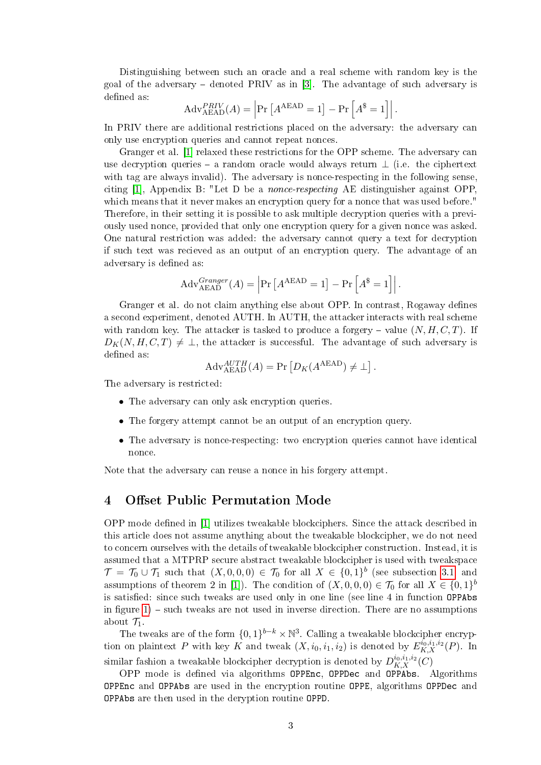Distinguishing between such an oracle and a real scheme with random key is the goal of the adversary – denoted PRIV as in [3]. The advantage of such adversary is defined as:

$$\mathrm{Adv}^{PRIV}_{\mathrm{AEAD}}(A) = \left|\Pr\left[A^{\mathrm{AEAD}} = 1\right] - \Pr\left[A^{\$} = 1\right]\right|.$$

In PRIV there are additional restrictions placed on the adversary: the adversary can only use encryption queries and cannot repeat nonces.

Granger et al. [1] relaxed these restrictions for the OPP scheme. The adversary can use decryption queries – a random oracle would always return $\perp$ (i.e. the ciphertext with tag are always invalid). The adversary is nonce-respecting in the following sense, citing [1], Appendix B: "Let D be a *nonce-respecting* AE distinguisher against OPP, which means that it never makes an encryption query for a nonce that was used before." Therefore, in their setting it is possible to ask multiple decryption queries with a previously used nonce, provided that only one encryption query for a given nonce was asked. One natural restriction was added: the adversary cannot query a text for decryption if such text was recieved as an output of an encryption query. The advantage of an adversary is defined as:

$$\mathrm{Adv}^{Granger}_{\mathrm{AEAD}}(A) = \left|\Pr\left[A^{\mathrm{AEAD}} = 1\right] - \Pr\left[A^{\$} = 1\right]\right|.$$

Granger et al. do not claim anything else about OPP. In contrast, Rogaway defines a second experiment, denoted AUTH. In AUTH, the attacker interacts with real scheme with random key. The attacker is tasked to produce a forgery – value $(N, H, C, T)$. If $D_K(N, H, C, T) \neq \perp$, the attacker is successful. The advantage of such adversary is defined as:

$$\mathrm{Adv}^{AUTH}_{\mathrm{AEAD}}(A) = \Pr\left[D_K(A^{\mathrm{AEAD}}) \neq \perp\right].$$

The adversary is restricted:

- The adversary can only ask encryption queries.
- The forgery attempt cannot be an output of an encryption query.
- The adversary is nonce-respecting: two encryption queries cannot have identical nonce.

Note that the adversary can reuse a nonce in his forgery attempt.

# 4 Offset Public Permutation Mode

OPP mode defined in [1] utilizes tweakable blockciphers. Since the attack described in this article does not assume anything about the tweakable blockcipher, we do not need to concern ourselves with the details of tweakable blockcipher construction. Instead, it is assumed that a MTPRP secure abstract tweakable blockcipher is used with tweakspace $\mathcal{T} = \mathcal{T}_0 \cup \mathcal{T}_1$ such that $(X, 0, 0, 0) \in \mathcal{T}_0$ for all $X \in \{0,1\}^b$ (see subsection 3.1 and assumptions of theorem 2 in [1]). The condition of $(X, 0, 0, 0) \in \mathcal{T}_0$ for all $X \in \{0,1\}^b$ is satisfied: since such tweaks are used only in one line (see line 4 in function `OPPAbs` in figure 1) – such tweaks are not used in inverse direction. There are no assumptions about $\mathcal{T}_1$.

The tweaks are of the form $\{0,1\}^{b-k} \times \mathbb{N}^3$. Calling a tweakable blockcipher encryption on plaintext $P$ with key $K$ and tweak $(X, i_0, i_1, i_2)$ is denoted by $E^{i_0,i_1,i_2}_{K,X}(P)$. In similar fashion a tweakable blockcipher decryption is denoted by $D^{i_0,i_1,i_2}_{K,X}(C)$

OPP mode is defined via algorithms `OPPEnc`, `OPPDec` and `OPPAbs`. Algorithms `OPPEnc` and `OPPAbs` are used in the encryption routine `OPPE`, algorithms `OPPDec` and `OPPAbs` are then used in the deryption routine `OPPD`.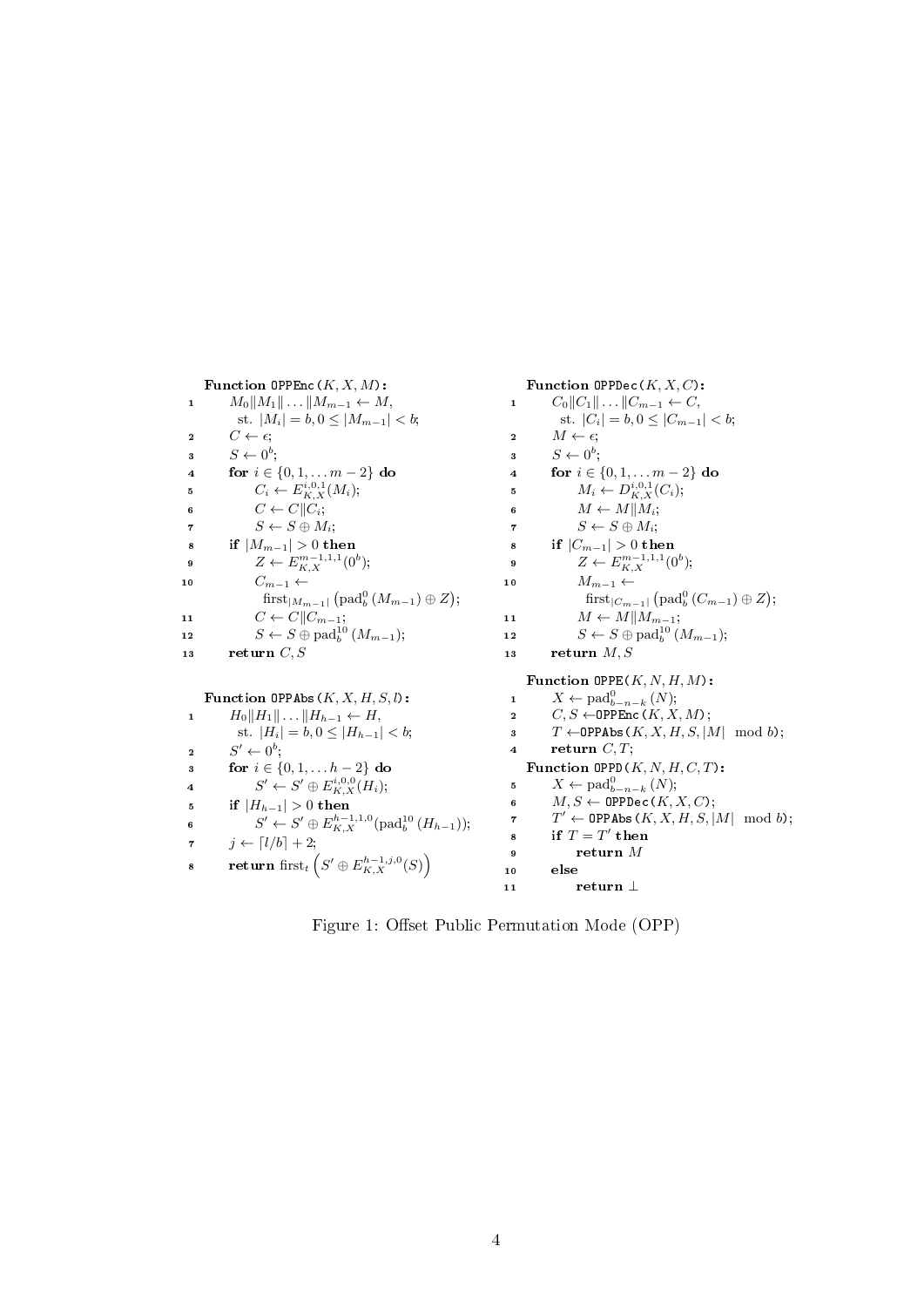**Function** `OPPEnc`$(K, X, M)$**:**

```
1   M_0‖M_1‖...‖M_{m-1} ← M,
      st. |M_i| = b, 0 ≤ |M_{m-1}| < b;
2   C ← ε;
3   S ← 0^b;
4   for i ∈ {0, 1, ... m − 2} do
5       C_i ← E^{i,0,1}_{K,X}(M_i);
6       C ← C‖C_i;
7       S ← S ⊕ M_i;
8   if |M_{m-1}| > 0 then
9       Z ← E^{m-1,1,1}_{K,X}(0^b);
10      C_{m-1} ←
          first_{|M_{m-1}|}(pad^0_b(M_{m-1}) ⊕ Z);
11      C ← C‖C_{m-1};
12      S ← S ⊕ pad^{10}_b(M_{m-1});
13  return C, S
```

**Function** `OPPAbs`$(K, X, H, S, l)$**:**

```
1   H_0‖H_1‖...‖H_{h-1} ← H,
      st. |H_i| = b, 0 ≤ |H_{h-1}| < b;
2   S' ← 0^b;
3   for i ∈ {0, 1, ... h − 2} do
4       S' ← S' ⊕ E^{i,0,0}_{K,X}(H_i);
5   if |H_{h-1}| > 0 then
6       S' ← S' ⊕ E^{h-1,1,0}_{K,X}(pad^{10}_b(H_{h-1}));
7   j ← ⌈l/b⌉ + 2;
8   return first_t(S' ⊕ E^{h-1,j,0}_{K,X}(S))
```

**Function** `OPPDec`$(K, X, C)$**:**

```
1   C_0‖C_1‖...‖C_{m-1} ← C,
      st. |C_i| = b, 0 ≤ |C_{m-1}| < b;
2   M ← ε;
3   S ← 0^b;
4   for i ∈ {0, 1, ... m − 2} do
5       M_i ← D^{i,0,1}_{K,X}(C_i);
6       M ← M‖M_i;
7       S ← S ⊕ M_i;
8   if |C_{m-1}| > 0 then
9       Z ← E^{m-1,1,1}_{K,X}(0^b);
10      M_{m-1} ←
          first_{|C_{m-1}|}(pad^0_b(C_{m-1}) ⊕ Z);
11      M ← M‖M_{m-1};
12      S ← S ⊕ pad^{10}_b(M_{m-1});
13  return M, S
```

**Function** `OPPE`$(K, N, H, M)$**:**

```
1   X ← pad^0_{b-n-k}(N);
2   C, S ← OPPEnc(K, X, M);
3   T ← OPPAbs(K, X, H, S, |M| mod b);
4   return C, T;
```

**Function** `OPPD`$(K, N, H, C, T)$**:**

```
5   X ← pad^0_{b-n-k}(N);
6   M, S ← OPPDec(K, X, C);
7   T' ← OPPAbs(K, X, H, S, |M| mod b);
8   if T = T' then
9       return M
10  else
11      return ⊥
```

Figure 1: Offset Public Permutation Mode (OPP)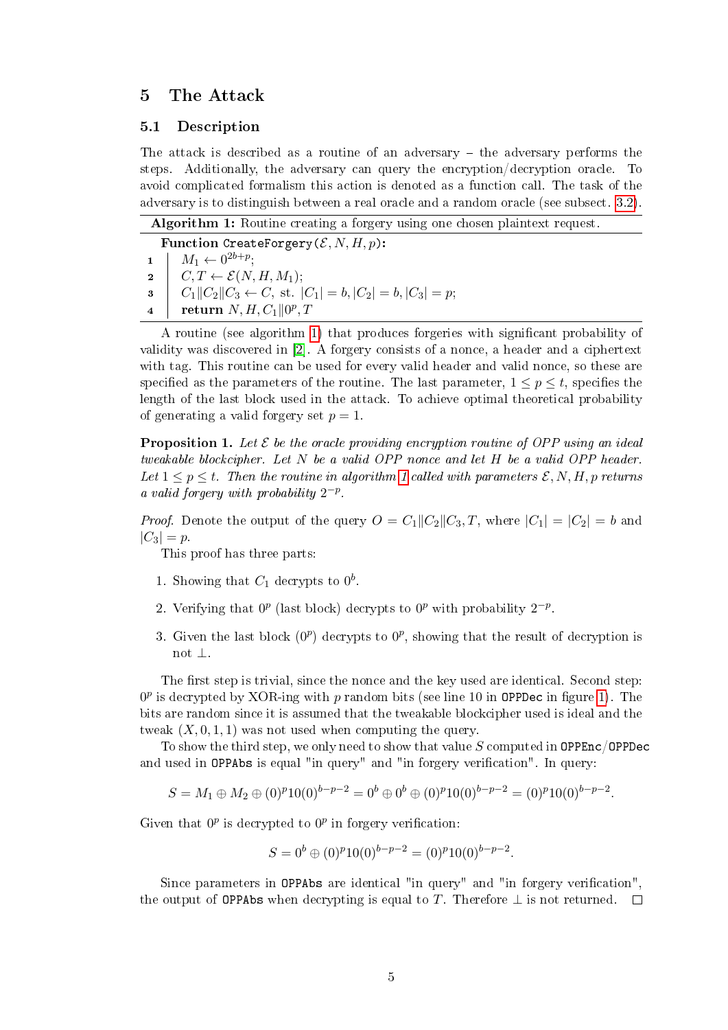## 5 The Attack

### 5.1 Description

The attack is described as a routine of an adversary – the adversary performs the steps. Additionally, the adversary can query the encryption/decryption oracle. To avoid complicated formalism this action is denoted as a function call. The task of the adversary is to distinguish between a real oracle and a random oracle (see subsect. 3.2).

**Algorithm 1:** Routine creating a forgery using one chosen plaintext request.

```
Function CreateForgery(E, N, H, p):
1   M_1 ← 0^{2b+p};
2   C, T ← E(N, H, M_1);
3   C_1||C_2||C_3 ← C, st. |C_1| = b, |C_2| = b, |C_3| = p;
4   return N, H, C_1||0^p, T
```

A routine (see algorithm 1) that produces forgeries with significant probability of validity was discovered in [2]. A forgery consists of a nonce, a header and a ciphertext with tag. This routine can be used for every valid header and valid nonce, so these are specified as the parameters of the routine. The last parameter, $1 \leq p \leq t$, specifies the length of the last block used in the attack. To achieve optimal theoretical probability of generating a valid forgery set $p = 1$.

**Proposition 1.** *Let $\mathcal{E}$ be the oracle providing encryption routine of OPP using an ideal tweakable blockcipher. Let $N$ be a valid OPP nonce and let $H$ be a valid OPP header. Let $1 \leq p \leq t$. Then the routine in algorithm 1 called with parameters $\mathcal{E}, N, H, p$ returns a valid forgery with probability $2^{-p}$.*

*Proof.* Denote the output of the query $O = C_1\|C_2\|C_3, T$, where $|C_1| = |C_2| = b$ and $|C_3| = p$.

This proof has three parts:

1. Showing that $C_1$ decrypts to $0^b$.
2. Verifying that $0^p$ (last block) decrypts to $0^p$ with probability $2^{-p}$.
3. Given the last block ($0^p$) decrypts to $0^p$, showing that the result of decryption is not $\perp$.

The first step is trivial, since the nonce and the key used are identical. Second step: $0^p$ is decrypted by XOR-ing with $p$ random bits (see line 10 in `OPPDec` in figure 1). The bits are random since it is assumed that the tweakable blockcipher used is ideal and the tweak $(X, 0, 1, 1)$ was not used when computing the query.

To show the third step, we only need to show that value $S$ computed in `OPPEnc`/`OPPDec` and used in `OPPAbs` is equal "in query" and "in forgery verification". In query:

$$S = M_1 \oplus M_2 \oplus (0)^p 10(0)^{b-p-2} = 0^b \oplus 0^b \oplus (0)^p 10(0)^{b-p-2} = (0)^p 10(0)^{b-p-2}.$$

Given that $0^p$ is decrypted to $0^p$ in forgery verification:

$$S = 0^b \oplus (0)^p 10(0)^{b-p-2} = (0)^p 10(0)^{b-p-2}.$$

Since parameters in `OPPAbs` are identical "in query" and "in forgery verification", the output of `OPPAbs` when decrypting is equal to $T$. Therefore $\perp$ is not returned. □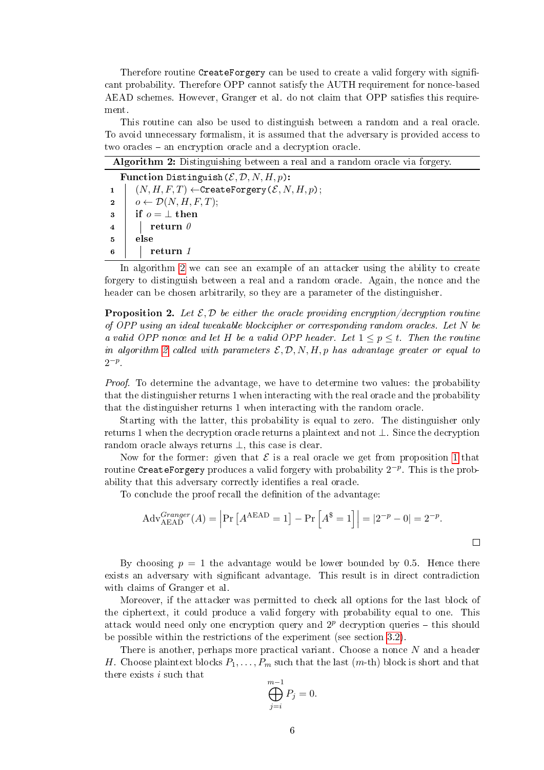Therefore routine `CreateForgery` can be used to create a valid forgery with significant probability. Therefore OPP cannot satisfy the AUTH requirement for nonce-based AEAD schemes. However, Granger et al. do not claim that OPP satisfies this requirement.

This routine can also be used to distinguish between a random and a real oracle. To avoid unnecessary formalism, it is assumed that the adversary is provided access to two oracles – an encryption oracle and a decryption oracle.

**Algorithm 2:** Distinguishing between a real and a random oracle via forgery.

```
Function Distinguish(E, D, N, H, p):
1   (N, H, F, T) ← CreateForgery(E, N, H, p);
2   o ← D(N, H, F, T);
3   if o = ⊥ then
4       return 0
5   else
6       return 1
```

In algorithm 2 we can see an example of an attacker using the ability to create forgery to distinguish between a real and a random oracle. Again, the nonce and the header can be chosen arbitrarily, so they are a parameter of the distinguisher.

**Proposition 2.** *Let $\mathcal{E}, \mathcal{D}$ be either the oracle providing encryption/decryption routine of OPP using an ideal tweakable blockcipher or corresponding random oracles. Let $N$ be a valid OPP nonce and let $H$ be a valid OPP header. Let $1 \leq p \leq t$. Then the routine in algorithm 2 called with parameters $\mathcal{E}, \mathcal{D}, N, H, p$ has advantage greater or equal to $2^{-p}$.*

*Proof.* To determine the advantage, we have to determine two values: the probability that the distinguisher returns 1 when interacting with the real oracle and the probability that the distinguisher returns 1 when interacting with the random oracle.

Starting with the latter, this probability is equal to zero. The distinguisher only returns 1 when the decryption oracle returns a plaintext and not $\perp$. Since the decryption random oracle always returns $\perp$, this case is clear.

Now for the former: given that $\mathcal{E}$ is a real oracle we get from proposition 1 that routine `CreateForgery` produces a valid forgery with probability $2^{-p}$. This is the probability that this adversary correctly identifies a real oracle.

To conclude the proof recall the definition of the advantage:

$$\mathrm{Adv}_{\mathrm{AEAD}}^{Granger}(A) = \left|\Pr\left[A^{\mathrm{AEAD}} = 1\right] - \Pr\left[A^{\$} = 1\right]\right| = |2^{-p} - 0| = 2^{-p}.$$

□

By choosing $p = 1$ the advantage would be lower bounded by 0.5. Hence there exists an adversary with significant advantage. This result is in direct contradiction with claims of Granger et al.

Moreover, if the attacker was permitted to check all options for the last block of the ciphertext, it could produce a valid forgery with probability equal to one. This attack would need only one encryption query and $2^p$ decryption queries – this should be possible within the restrictions of the experiment (see section 3.2).

There is another, perhaps more practical variant. Choose a nonce $N$ and a header $H$. Choose plaintext blocks $P_1, \ldots, P_m$ such that the last ($m$-th) block is short and that there exists $i$ such that

$$\bigoplus_{j=i}^{m-1} P_j = 0.$$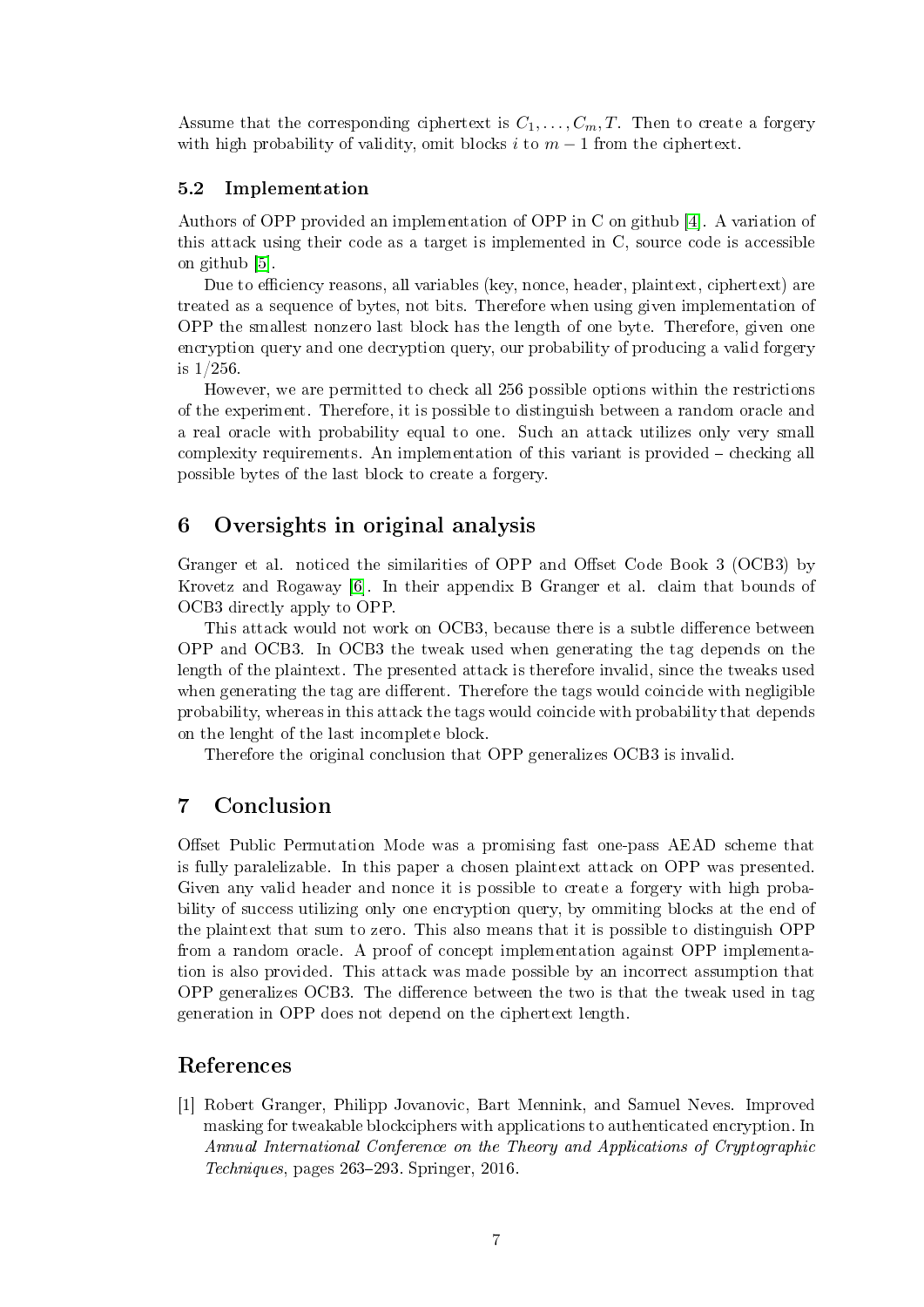Assume that the corresponding ciphertext is $C_1, \ldots, C_m, T$. Then to create a forgery with high probability of validity, omit blocks $i$ to $m-1$ from the ciphertext.

### 5.2 Implementation

Authors of OPP provided an implementation of OPP in C on github [4]. A variation of this attack using their code as a target is implemented in C, source code is accessible on github [5].

Due to efficiency reasons, all variables (key, nonce, header, plaintext, ciphertext) are treated as a sequence of bytes, not bits. Therefore when using given implementation of OPP the smallest nonzero last block has the length of one byte. Therefore, given one encryption query and one decryption query, our probability of producing a valid forgery is $1/256$.

However, we are permitted to check all 256 possible options within the restrictions of the experiment. Therefore, it is possible to distinguish between a random oracle and a real oracle with probability equal to one. Such an attack utilizes only very small complexity requirements. An implementation of this variant is provided – checking all possible bytes of the last block to create a forgery.

## 6 Oversights in original analysis

Granger et al. noticed the similarities of OPP and Offset Code Book 3 (OCB3) by Krovetz and Rogaway [6]. In their appendix B Granger et al. claim that bounds of OCB3 directly apply to OPP.

This attack would not work on OCB3, because there is a subtle difference between OPP and OCB3. In OCB3 the tweak used when generating the tag depends on the length of the plaintext. The presented attack is therefore invalid, since the tweaks used when generating the tag are different. Therefore the tags would coincide with negligible probability, whereas in this attack the tags would coincide with probability that depends on the lenght of the last incomplete block.

Therefore the original conclusion that OPP generalizes OCB3 is invalid.

## 7 Conclusion

Offset Public Permutation Mode was a promising fast one-pass AEAD scheme that is fully paralelizable. In this paper a chosen plaintext attack on OPP was presented. Given any valid header and nonce it is possible to create a forgery with high probability of success utilizing only one encryption query, by ommiting blocks at the end of the plaintext that sum to zero. This also means that it is possible to distinguish OPP from a random oracle. A proof of concept implementation against OPP implementation is also provided. This attack was made possible by an incorrect assumption that OPP generalizes OCB3. The difference between the two is that the tweak used in tag generation in OPP does not depend on the ciphertext length.

## References

[1] Robert Granger, Philipp Jovanovic, Bart Mennink, and Samuel Neves. Improved masking for tweakable blockciphers with applications to authenticated encryption. In *Annual International Conference on the Theory and Applications of Cryptographic Techniques*, pages 263–293. Springer, 2016.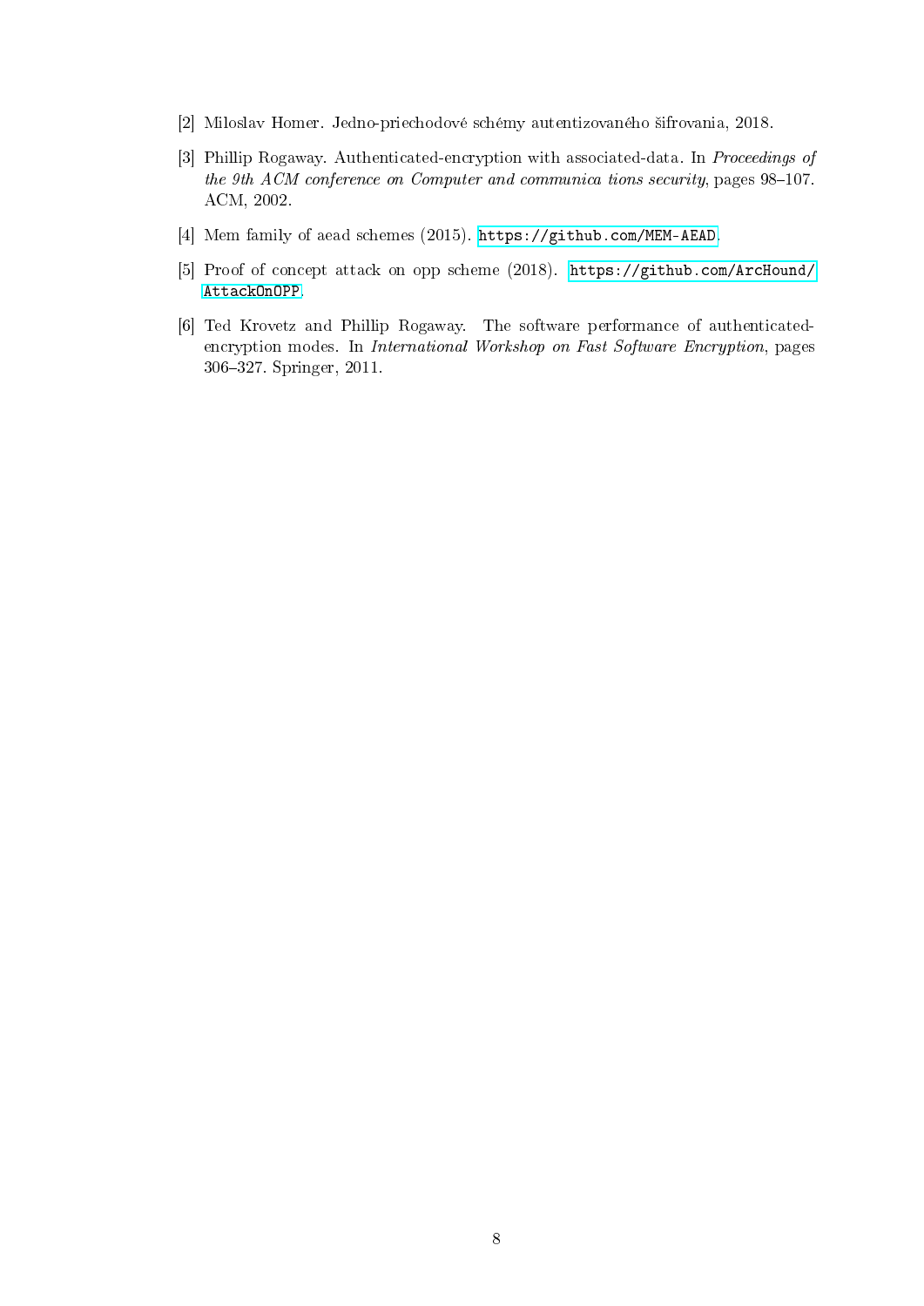[2] Miloslav Homer. Jedno-priechodové schémy autentizovaného šifrovania, 2018.

[3] Phillip Rogaway. Authenticated-encryption with associated-data. In *Proceedings of the 9th ACM conference on Computer and communica tions security*, pages 98–107. ACM, 2002.

[4] Mem family of aead schemes (2015). https://github.com/MEM-AEAD.

[5] Proof of concept attack on opp scheme (2018). https://github.com/ArcHound/AttackOnOPP.

[6] Ted Krovetz and Phillip Rogaway. The software performance of authenticated-encryption modes. In *International Workshop on Fast Software Encryption*, pages 306–327. Springer, 2011.